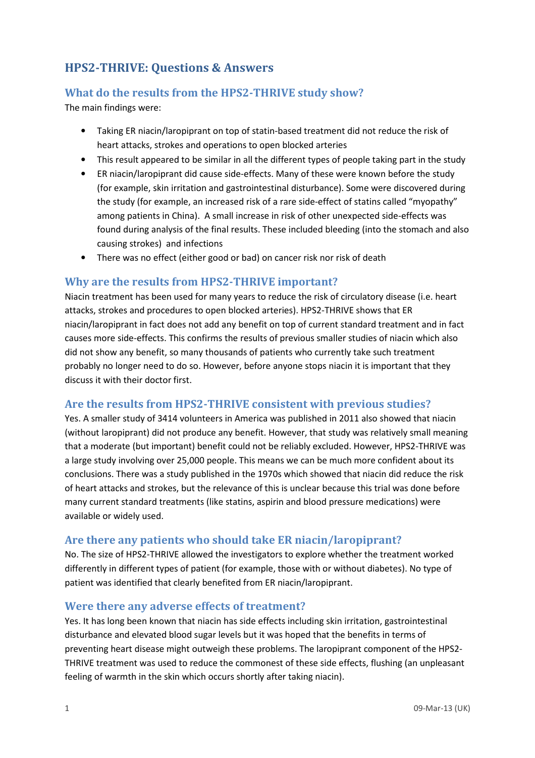# HPS2-THRIVE: Questions & Answers

## What do the results from the HPS2-THRIVE study show?

The main findings were:

- Taking ER niacin/laropiprant on top of statin-based treatment did not reduce the risk of heart attacks, strokes and operations to open blocked arteries
- This result appeared to be similar in all the different types of people taking part in the study
- ER niacin/laropiprant did cause side-effects. Many of these were known before the study (for example, skin irritation and gastrointestinal disturbance). Some were discovered during the study (for example, an increased risk of a rare side-effect of statins called "myopathy" among patients in China). A small increase in risk of other unexpected side-effects was found during analysis of the final results. These included bleeding (into the stomach and also causing strokes) and infections
- There was no effect (either good or bad) on cancer risk nor risk of death

## Why are the results from HPS2-THRIVE important?

Niacin treatment has been used for many years to reduce the risk of circulatory disease (i.e. heart attacks, strokes and procedures to open blocked arteries). HPS2-THRIVE shows that ER niacin/laropiprant in fact does not add any benefit on top of current standard treatment and in fact causes more side-effects. This confirms the results of previous smaller studies of niacin which also did not show any benefit, so many thousands of patients who currently take such treatment probably no longer need to do so. However, before anyone stops niacin it is important that they discuss it with their doctor first.

## Are the results from HPS2-THRIVE consistent with previous studies?

Yes. A smaller study of 3414 volunteers in America was published in 2011 also showed that niacin (without laropiprant) did not produce any benefit. However, that study was relatively small meaning that a moderate (but important) benefit could not be reliably excluded. However, HPS2-THRIVE was a large study involving over 25,000 people. This means we can be much more confident about its conclusions. There was a study published in the 1970s which showed that niacin did reduce the risk of heart attacks and strokes, but the relevance of this is unclear because this trial was done before many current standard treatments (like statins, aspirin and blood pressure medications) were available or widely used.

## Are there any patients who should take ER niacin/laropiprant?

No. The size of HPS2-THRIVE allowed the investigators to explore whether the treatment worked differently in different types of patient (for example, those with or without diabetes). No type of patient was identified that clearly benefited from ER niacin/laropiprant.

## Were there any adverse effects of treatment?

Yes. It has long been known that niacin has side effects including skin irritation, gastrointestinal disturbance and elevated blood sugar levels but it was hoped that the benefits in terms of preventing heart disease might outweigh these problems. The laropiprant component of the HPS2-THRIVE treatment was used to reduce the commonest of these side effects, flushing (an unpleasant feeling of warmth in the skin which occurs shortly after taking niacin).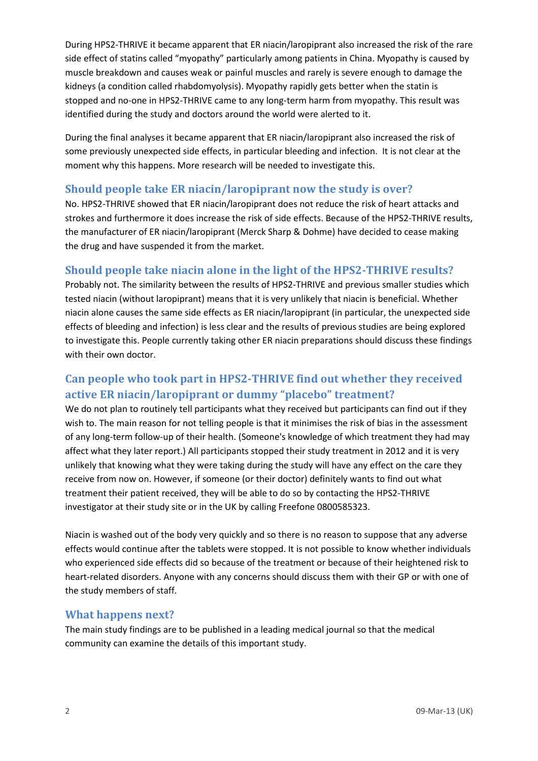During HPS2-THRIVE it became apparent that ER niacin/laropiprant also increased the risk of the rare side effect of statins called "myopathy" particularly among patients in China. Myopathy is caused by muscle breakdown and causes weak or painful muscles and rarely is severe enough to damage the kidneys (a condition called rhabdomyolysis). Myopathy rapidly gets better when the statin is stopped and no-one in HPS2-THRIVE came to any long-term harm from myopathy. This result was identified during the study and doctors around the world were alerted to it.

During the final analyses it became apparent that ER niacin/laropiprant also increased the risk of some previously unexpected side effects, in particular bleeding and infection. It is not clear at the moment why this happens. More research will be needed to investigate this.

## Should people take ER niacin/laropiprant now the study is over?

No. HPS2-THRIVE showed that ER niacin/laropiprant does not reduce the risk of heart attacks and strokes and furthermore it does increase the risk of side effects. Because of the HPS2-THRIVE results, the manufacturer of ER niacin/laropiprant (Merck Sharp & Dohme) have decided to cease making the drug and have suspended it from the market.

## Should people take niacin alone in the light of the HPS2-THRIVE results?

Probably not. The similarity between the results of HPS2-THRIVE and previous smaller studies which tested niacin (without laropiprant) means that it is very unlikely that niacin is beneficial. Whether niacin alone causes the same side effects as ER niacin/laropiprant (in particular, the unexpected side effects of bleeding and infection) is less clear and the results of previous studies are being explored to investigate this. People currently taking other ER niacin preparations should discuss these findings with their own doctor.

## Can people who took part in HPS2-THRIVE find out whether they received active ER niacin/laropiprant or dummy "placebo" treatment?

We do not plan to routinely tell participants what they received but participants can find out if they wish to. The main reason for not telling people is that it minimises the risk of bias in the assessment of any long-term follow-up of their health. (Someone's knowledge of which treatment they had may affect what they later report.) All participants stopped their study treatment in 2012 and it is very unlikely that knowing what they were taking during the study will have any effect on the care they receive from now on. However, if someone (or their doctor) definitely wants to find out what treatment their patient received, they will be able to do so by contacting the HPS2-THRIVE investigator at their study site or in the UK by calling Freefone 0800585323.

Niacin is washed out of the body very quickly and so there is no reason to suppose that any adverse effects would continue after the tablets were stopped. It is not possible to know whether individuals who experienced side effects did so because of the treatment or because of their heightened risk to heart-related disorders. Anyone with any concerns should discuss them with their GP or with one of the study members of staff.

## What happens next?

The main study findings are to be published in a leading medical journal so that the medical community can examine the details of this important study.